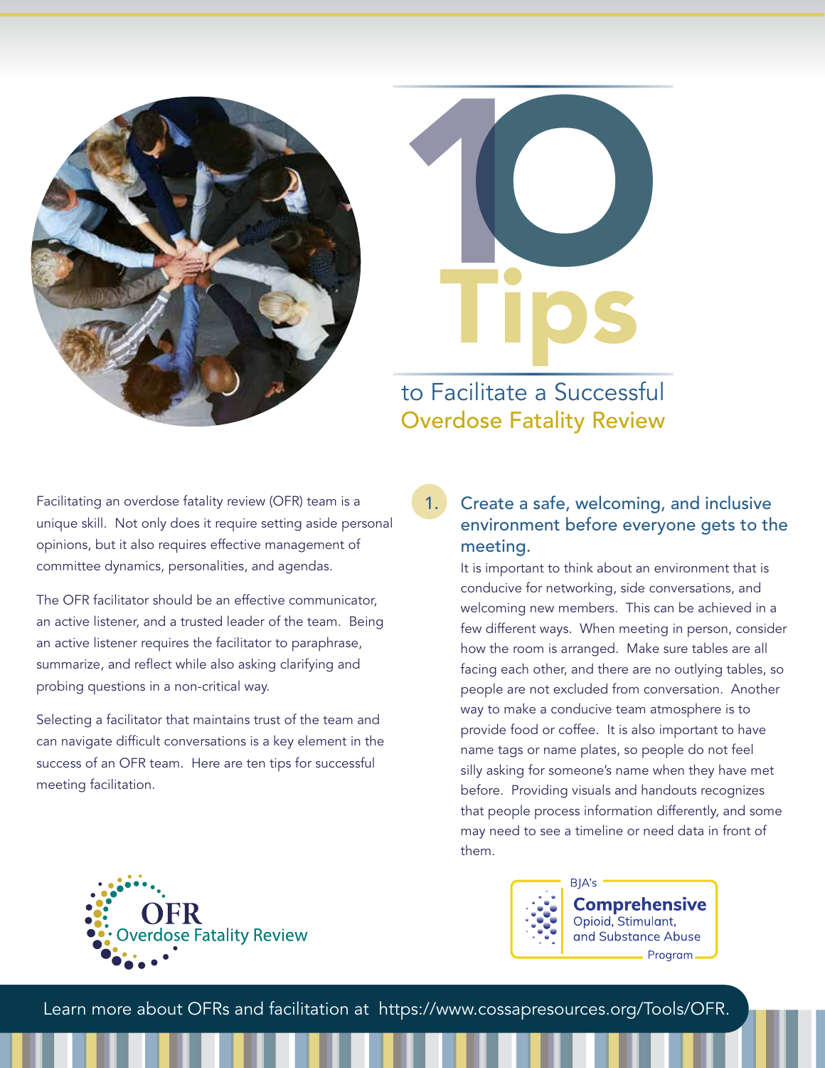# 10 Tips to Facilitate a Successful Overdose Fatality Review

Facilitating an overdose fatality review (OFR) team is a unique skill. Not only does it require setting aside personal opinions, but it also requires effective management of committee dynamics, personalities, and agendas.

The OFR facilitator should be an effective communicator, an active listener, and a trusted leader of the team. Being an active listener requires the facilitator to paraphrase, summarize, and reflect while also asking clarifying and probing questions in a non-critical way.

Selecting a facilitator that maintains trust of the team and can navigate difficult conversations is a key element in the success of an OFR team. Here are ten tips for successful meeting facilitation.

## 1. Create a safe, welcoming, and inclusive environment before everyone gets to the meeting.

It is important to think about an environment that is conducive for networking, side conversations, and welcoming new members. This can be achieved in a few different ways. When meeting in person, consider how the room is arranged. Make sure tables are all facing each other, and there are no outlying tables, so people are not excluded from conversation. Another way to make a conducive team atmosphere is to provide food or coffee. It is also important to have name tags or name plates, so people do not feel silly asking for someone's name when they have met before. Providing visuals and handouts recognizes that people process information differently, and some may need to see a timeline or need data in front of them.

OFR Overdose Fatality Review

BJA's Comprehensive Opioid, Stimulant, and Substance Abuse Program

Learn more about OFRs and facilitation at https://www.cossapresources.org/Tools/OFR.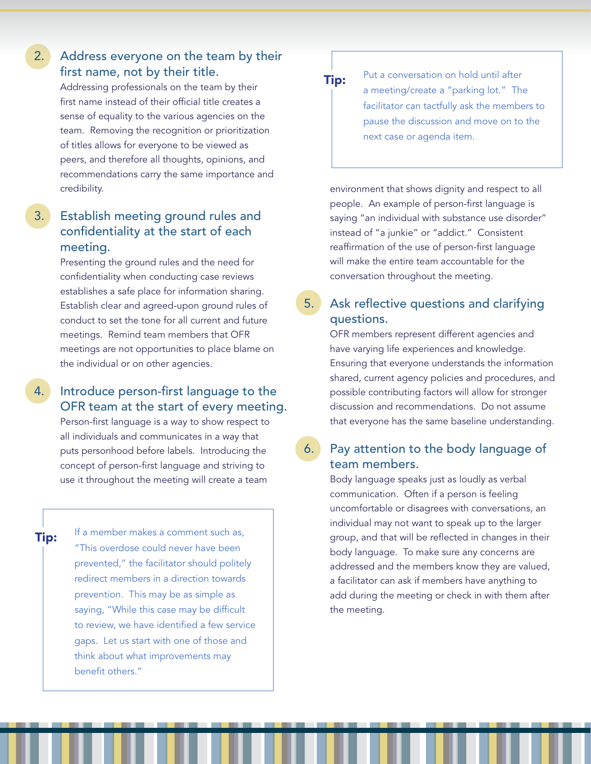## 2. Address everyone on the team by their first name, not by their title.

Addressing professionals on the team by their first name instead of their official title creates a sense of equality to the various agencies on the team. Removing the recognition or prioritization of titles allows for everyone to be viewed as peers, and therefore all thoughts, opinions, and recommendations carry the same importance and credibility.

## 3. Establish meeting ground rules and confidentiality at the start of each meeting.

Presenting the ground rules and the need for confidentiality when conducting case reviews establishes a safe place for information sharing. Establish clear and agreed-upon ground rules of conduct to set the tone for all current and future meetings. Remind team members that OFR meetings are not opportunities to place blame on the individual or on other agencies.

**Tip:** Put a conversation on hold until after a meeting/create a "parking lot." The facilitator can tactfully ask the members to pause the discussion and move on to the next case or agenda item.

## 4. Introduce person-first language to the OFR team at the start of every meeting.

Person-first language is a way to show respect to all individuals and communicates in a way that puts personhood before labels. Introducing the concept of person-first language and striving to use it throughout the meeting will create a team environment that shows dignity and respect to all people. An example of person-first language is saying "an individual with substance use disorder" instead of "a junkie" or "addict." Consistent reaffirmation of the use of person-first language will make the entire team accountable for the conversation throughout the meeting.

**Tip:** If a member makes a comment such as, "This overdose could never have been prevented," the facilitator should politely redirect members in a direction towards prevention. This may be as simple as saying, "While this case may be difficult to review, we have identified a few service gaps. Let us start with one of those and think about what improvements may benefit others."

## 5. Ask reflective questions and clarifying questions.

OFR members represent different agencies and have varying life experiences and knowledge. Ensuring that everyone understands the information shared, current agency policies and procedures, and possible contributing factors will allow for stronger discussion and recommendations. Do not assume that everyone has the same baseline understanding.

## 6. Pay attention to the body language of team members.

Body language speaks just as loudly as verbal communication. Often if a person is feeling uncomfortable or disagrees with conversations, an individual may not want to speak up to the larger group, and that will be reflected in changes in their body language. To make sure any concerns are addressed and the members know they are valued, a facilitator can ask if members have anything to add during the meeting or check in with them after the meeting.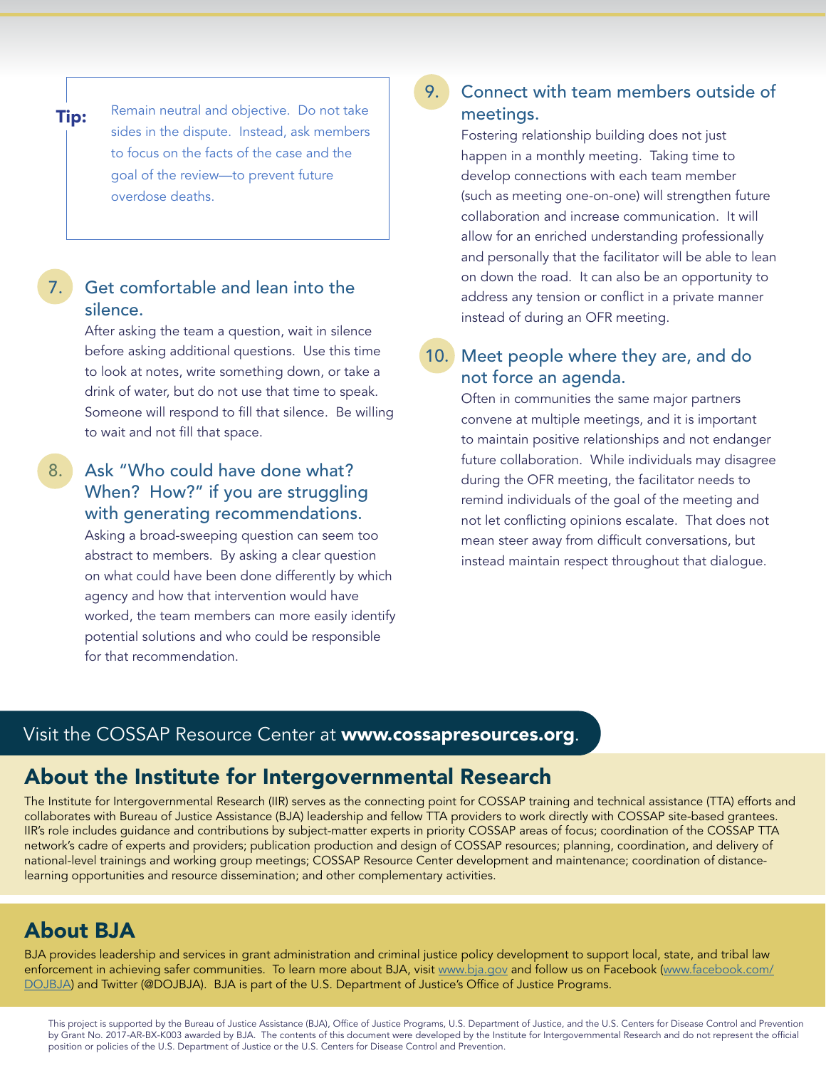**Tip:** Remain neutral and objective. Do not take sides in the dispute. Instead, ask members to focus on the facts of the case and the goal of the review—to prevent future overdose deaths.

### 7. Get comfortable and lean into the silence.

After asking the team a question, wait in silence before asking additional questions. Use this time to look at notes, write something down, or take a drink of water, but do not use that time to speak. Someone will respond to fill that silence. Be willing to wait and not fill that space.

### 8. Ask "Who could have done what? When? How?" if you are struggling with generating recommendations.

Asking a broad-sweeping question can seem too abstract to members. By asking a clear question on what could have been done differently by which agency and how that intervention would have worked, the team members can more easily identify potential solutions and who could be responsible for that recommendation.

### 9. Connect with team members outside of meetings.

Fostering relationship building does not just happen in a monthly meeting. Taking time to develop connections with each team member (such as meeting one-on-one) will strengthen future collaboration and increase communication. It will allow for an enriched understanding professionally and personally that the facilitator will be able to lean on down the road. It can also be an opportunity to address any tension or conflict in a private manner instead of during an OFR meeting.

### 10. Meet people where they are, and do not force an agenda.

Often in communities the same major partners convene at multiple meetings, and it is important to maintain positive relationships and not endanger future collaboration. While individuals may disagree during the OFR meeting, the facilitator needs to remind individuals of the goal of the meeting and not let conflicting opinions escalate. That does not mean steer away from difficult conversations, but instead maintain respect throughout that dialogue.

Visit the COSSAP Resource Center at **www.cossapresources.org**.

## About the Institute for Intergovernmental Research

The Institute for Intergovernmental Research (IIR) serves as the connecting point for COSSAP training and technical assistance (TTA) efforts and collaborates with Bureau of Justice Assistance (BJA) leadership and fellow TTA providers to work directly with COSSAP site-based grantees. IIR's role includes guidance and contributions by subject-matter experts in priority COSSAP areas of focus; coordination of the COSSAP TTA network's cadre of experts and providers; publication production and design of COSSAP resources; planning, coordination, and delivery of national-level trainings and working group meetings; COSSAP Resource Center development and maintenance; coordination of distance-learning opportunities and resource dissemination; and other complementary activities.

## About BJA

BJA provides leadership and services in grant administration and criminal justice policy development to support local, state, and tribal law enforcement in achieving safer communities. To learn more about BJA, visit www.bja.gov and follow us on Facebook (www.facebook.com/DOJBJA) and Twitter (@DOJBJA). BJA is part of the U.S. Department of Justice's Office of Justice Programs.

This project is supported by the Bureau of Justice Assistance (BJA), Office of Justice Programs, U.S. Department of Justice, and the U.S. Centers for Disease Control and Prevention by Grant No. 2017-AR-BX-K003 awarded by BJA. The contents of this document were developed by the Institute for Intergovernmental Research and do not represent the official position or policies of the U.S. Department of Justice or the U.S. Centers for Disease Control and Prevention.